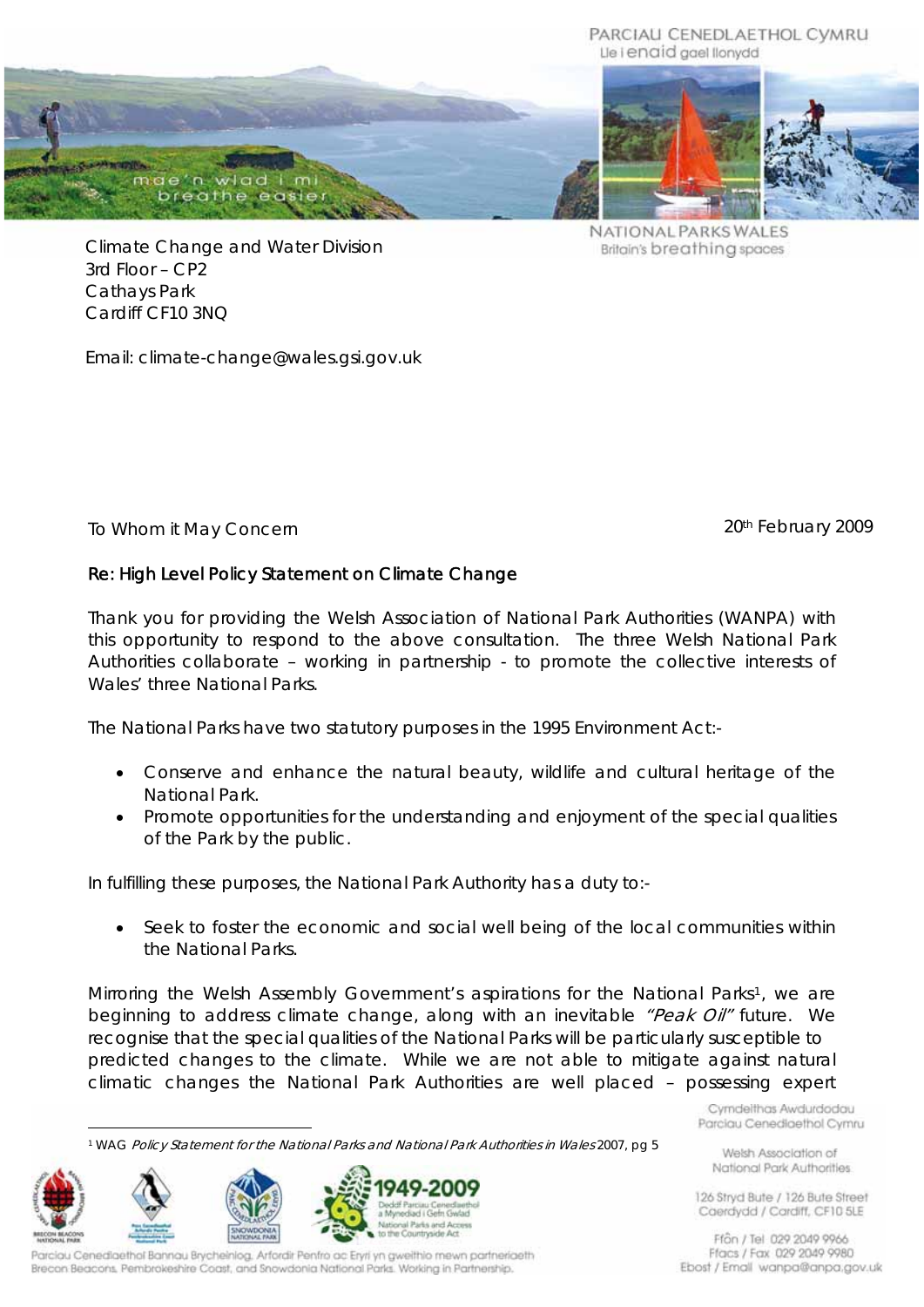PARCIAU CENEDLAETHOL CYMRU
Lle i enaid gael llonydd

mae'n wlad i mi
breathe the easier

NATIONAL PARKS WALES
Britain's breathing spaces

Climate Change and Water Division
3rd Floor – CP2
Cathays Park
Cardiff CF10 3NQ

Email: climate-change@wales.gsi.gov.uk

To Whom it May Concern

20th February 2009

Re: High Level Policy Statement on Climate Change

Thank you for providing the Welsh Association of National Park Authorities (WANPA) with this opportunity to respond to the above consultation. The three Welsh National Park Authorities collaborate – working in partnership - to promote the collective interests of Wales' three National Parks.

The National Parks have two statutory purposes in the 1995 Environment Act:-

- Conserve and enhance the natural beauty, wildlife and cultural heritage of the National Park.
- Promote opportunities for the understanding and enjoyment of the special qualities of the Park by the public.

In fulfilling these purposes, the National Park Authority has a duty to:-

- Seek to foster the economic and social well being of the local communities within the National Parks.

Mirroring the Welsh Assembly Government's aspirations for the National Parks[1], we are beginning to address climate change, along with an inevitable *"Peak Oil"* future. We recognise that the special qualities of the National Parks will be particularly susceptible to predicted changes to the climate. While we are not able to mitigate against natural climatic changes the National Park Authorities are well placed – possessing expert

[1] WAG *Policy Statement for the National Parks and National Park Authorities in Wales* 2007, pg 5

1949-2009
Deddf Parciau Cenedlaethol a Mynediad i Gefn Gwlad
National Parks and Access to the Countryside Act

Parciau Cenedlaethol Bannau Brycheiniog, Arfordir Penfro ac Eryri yn gweithio mewn partneriaeth
Brecon Beacons, Pembrokeshire Coast, and Snowdonia National Parks. Working in Partnership.

Cymdeithas Awdurdodau Parciau Cenedlaethol Cymru

Welsh Association of National Park Authorities

126 Stryd Bute / 126 Bute Street
Caerdydd / Cardiff, CF10 5LE

Ffôn / Tel 029 2049 9966
Ffacs / Fax 029 2049 9980
Ebost / Email wanpa@anpa.gov.uk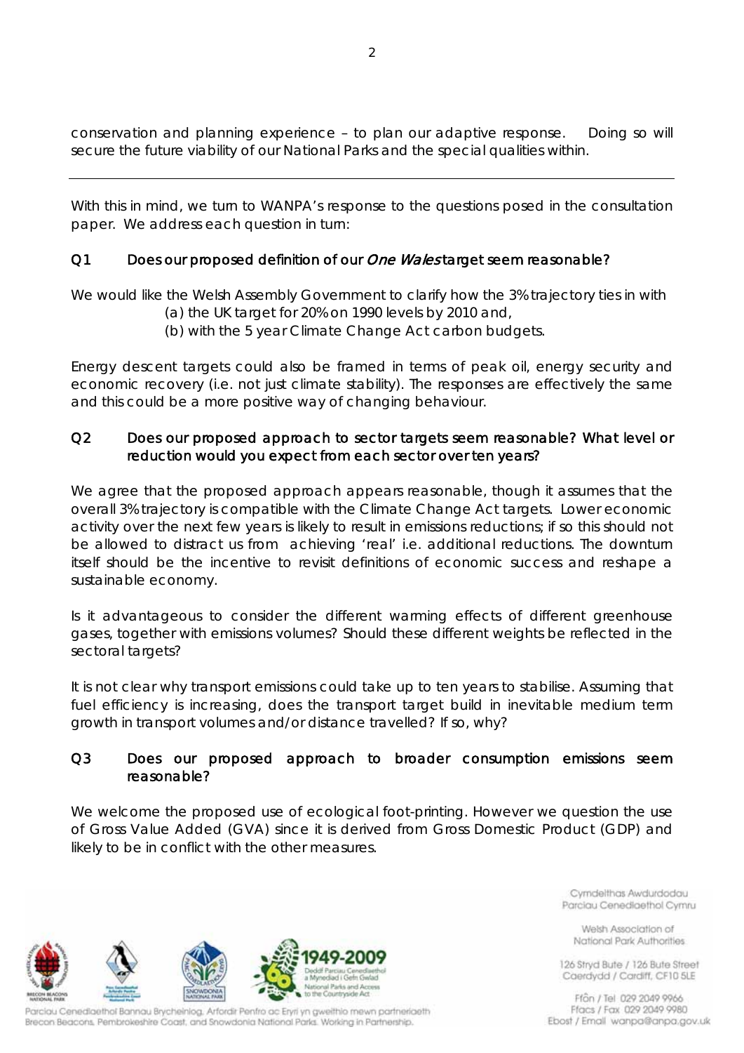conservation and planning experience – to plan our adaptive response. Doing so will secure the future viability of our National Parks and the special qualities within.

---

With this in mind, we turn to WANPA's response to the questions posed in the consultation paper. We address each question in turn:

### Q1 Does our proposed definition of our *One Wales* target seem reasonable?

We would like the Welsh Assembly Government to clarify how the 3% trajectory ties in with

(a) the UK target for 20% on 1990 levels by 2010 and,

(b) with the 5 year Climate Change Act carbon budgets.

Energy descent targets could also be framed in terms of peak oil, energy security and economic recovery (i.e. not just climate stability). The responses are effectively the same and this could be a more positive way of changing behaviour.

### Q2 Does our proposed approach to sector targets seem reasonable? What level or reduction would you expect from each sector over ten years?

We agree that the proposed approach appears reasonable, though it assumes that the overall 3% trajectory is compatible with the Climate Change Act targets. Lower economic activity over the next few years is likely to result in emissions reductions; if so this should not be allowed to distract us from achieving 'real' i.e. additional reductions. The downturn itself should be the incentive to revisit definitions of economic success and reshape a sustainable economy.

Is it advantageous to consider the different warming effects of different greenhouse gases, together with emissions volumes? Should these different weights be reflected in the sectoral targets?

It is not clear why transport emissions could take up to ten years to stabilise. Assuming that fuel efficiency is increasing, does the transport target build in inevitable medium term growth in transport volumes and/or distance travelled? If so, why?

### Q3 Does our proposed approach to broader consumption emissions seem reasonable?

We welcome the proposed use of ecological foot-printing. However we question the use of Gross Value Added (GVA) since it is derived from Gross Domestic Product (GDP) and likely to be in conflict with the other measures.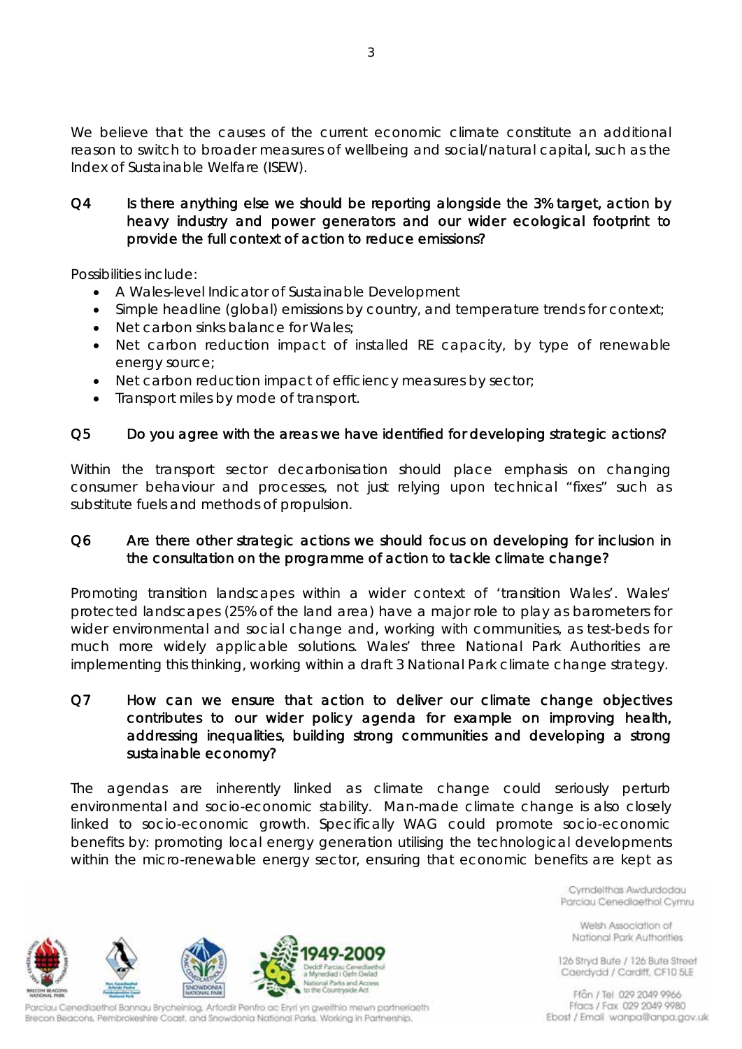We believe that the causes of the current economic climate constitute an additional reason to switch to broader measures of wellbeing and social/natural capital, such as the Index of Sustainable Welfare (ISEW).

**Q4 Is there anything else we should be reporting alongside the 3% target, action by heavy industry and power generators and our wider ecological footprint to provide the full context of action to reduce emissions?**

Possibilities include:

- A Wales-level Indicator of Sustainable Development
- Simple headline (global) emissions by country, and temperature trends for context;
- Net carbon sinks balance for Wales;
- Net carbon reduction impact of installed RE capacity, by type of renewable energy source;
- Net carbon reduction impact of efficiency measures by sector;
- Transport miles by mode of transport.

**Q5 Do you agree with the areas we have identified for developing strategic actions?**

Within the transport sector decarbonisation should place emphasis on changing consumer behaviour and processes, not just relying upon technical "fixes" such as substitute fuels and methods of propulsion.

**Q6 Are there other strategic actions we should focus on developing for inclusion in the consultation on the programme of action to tackle climate change?**

Promoting transition landscapes within a wider context of 'transition Wales'. Wales' protected landscapes (25% of the land area) have a major role to play as barometers for wider environmental and social change and, working with communities, as test-beds for much more widely applicable solutions. Wales' three National Park Authorities are implementing this thinking, working within a draft 3 National Park climate change strategy.

**Q7 How can we ensure that action to deliver our climate change objectives contributes to our wider policy agenda for example on improving health, addressing inequalities, building strong communities and developing a strong sustainable economy?**

The agendas are inherently linked as climate change could seriously perturb environmental and socio-economic stability. Man-made climate change is also closely linked to socio-economic growth. Specifically WAG could promote socio-economic benefits by: promoting local energy generation utilising the technological developments within the micro-renewable energy sector, ensuring that economic benefits are kept as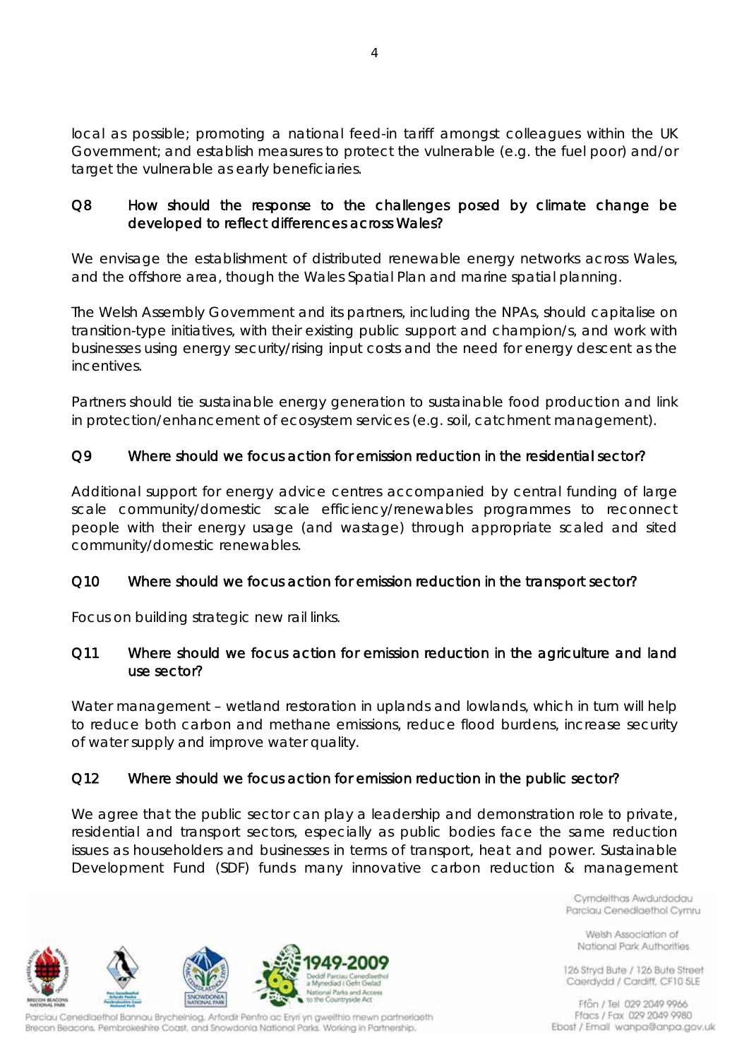local as possible; promoting a national feed-in tariff amongst colleagues within the UK Government; and establish measures to protect the vulnerable (e.g. the fuel poor) and/or target the vulnerable as early beneficiaries.

**Q8 How should the response to the challenges posed by climate change be developed to reflect differences across Wales?**

We envisage the establishment of distributed renewable energy networks across Wales, and the offshore area, though the Wales Spatial Plan and marine spatial planning.

The Welsh Assembly Government and its partners, including the NPAs, should capitalise on transition-type initiatives, with their existing public support and champion/s, and work with businesses using energy security/rising input costs and the need for energy descent as the incentives.

Partners should tie sustainable energy generation to sustainable food production and link in protection/enhancement of ecosystem services (e.g. soil, catchment management).

**Q9 Where should we focus action for emission reduction in the residential sector?**

Additional support for energy advice centres accompanied by central funding of large scale community/domestic scale efficiency/renewables programmes to reconnect people with their energy usage (and wastage) through appropriate scaled and sited community/domestic renewables.

**Q10 Where should we focus action for emission reduction in the transport sector?**

Focus on building strategic new rail links.

**Q11 Where should we focus action for emission reduction in the agriculture and land use sector?**

Water management – wetland restoration in uplands and lowlands, which in turn will help to reduce both carbon and methane emissions, reduce flood burdens, increase security of water supply and improve water quality.

**Q12 Where should we focus action for emission reduction in the public sector?**

We agree that the public sector can play a leadership and demonstration role to private, residential and transport sectors, especially as public bodies face the same reduction issues as householders and businesses in terms of transport, heat and power. Sustainable Development Fund (SDF) funds many innovative carbon reduction & management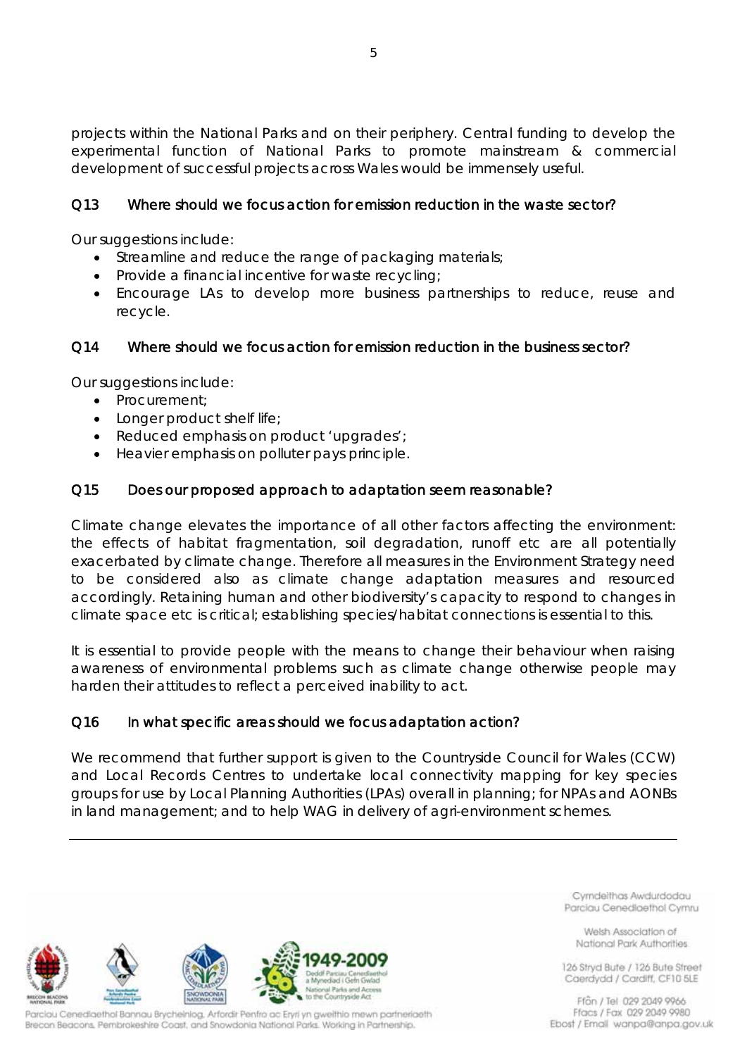projects within the National Parks and on their periphery. Central funding to develop the experimental function of National Parks to promote mainstream & commercial development of successful projects across Wales would be immensely useful.

### Q13 Where should we focus action for emission reduction in the waste sector?

Our suggestions include:

- Streamline and reduce the range of packaging materials;
- Provide a financial incentive for waste recycling;
- Encourage LAs to develop more business partnerships to reduce, reuse and recycle.

### Q14 Where should we focus action for emission reduction in the business sector?

Our suggestions include:

- Procurement;
- Longer product shelf life;
- Reduced emphasis on product 'upgrades';
- Heavier emphasis on polluter pays principle.

### Q15 Does our proposed approach to adaptation seem reasonable?

Climate change elevates the importance of all other factors affecting the environment: the effects of habitat fragmentation, soil degradation, runoff etc are all potentially exacerbated by climate change. Therefore all measures in the Environment Strategy need to be considered also as climate change adaptation measures and resourced accordingly. Retaining human and other biodiversity's capacity to respond to changes in climate space etc is critical; establishing species/habitat connections is essential to this.

It is essential to provide people with the means to change their behaviour when raising awareness of environmental problems such as climate change otherwise people may harden their attitudes to reflect a perceived inability to act.

### Q16 In what specific areas should we focus adaptation action?

We recommend that further support is given to the Countryside Council for Wales (CCW) and Local Records Centres to undertake local connectivity mapping for key species groups for use by Local Planning Authorities (LPAs) overall in planning; for NPAs and AONBs in land management; and to help WAG in delivery of agri-environment schemes.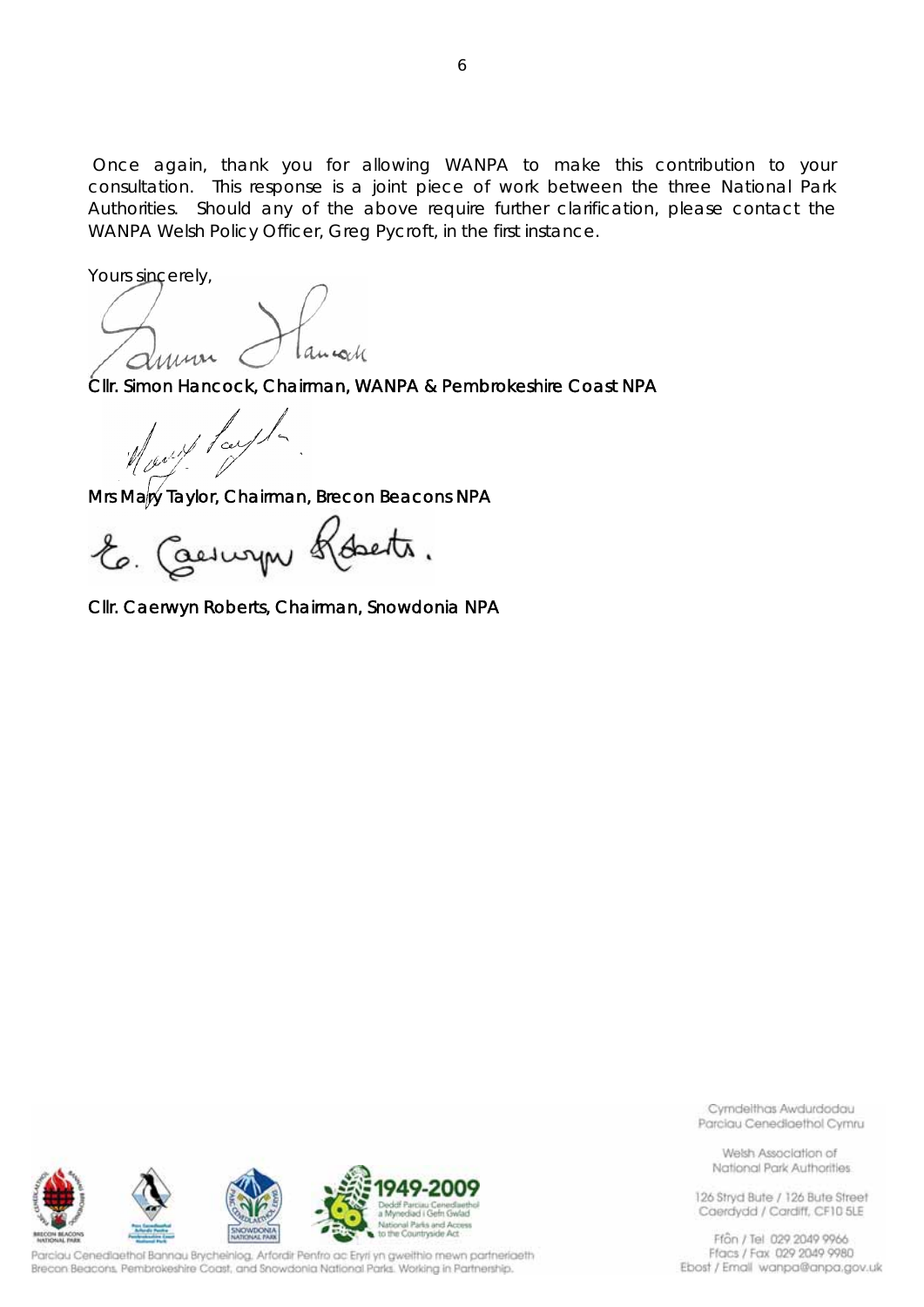Once again, thank you for allowing WANPA to make this contribution to your consultation. This response is a joint piece of work between the three National Park Authorities. Should any of the above require further clarification, please contact the WANPA Welsh Policy Officer, Greg Pycroft, in the first instance.

Yours sincerely,

Cllr. Simon Hancock, Chairman, WANPA & Pembrokeshire Coast NPA

Mrs Mary Taylor, Chairman, Brecon Beacons NPA

Cllr. Caerwyn Roberts, Chairman, Snowdonia NPA

Parciau Cenedlaethol Bannau Brycheiniog, Arfordir Penfro ac Eryri yn gweithio mewn partneriaeth
Brecon Beacons, Pembrokeshire Coast, and Snowdonia National Parks. Working in Partnership.

Cymdeithas Awdurdodau Parciau Cenedlaethol Cymru

Welsh Association of National Park Authorities

126 Stryd Bute / 126 Bute Street
Caerdydd / Cardiff, CF10 5LE

Ffôn / Tel 029 2049 9966
Ffacs / Fax 029 2049 9980
Ebost / Email wanpa@anpa.gov.uk